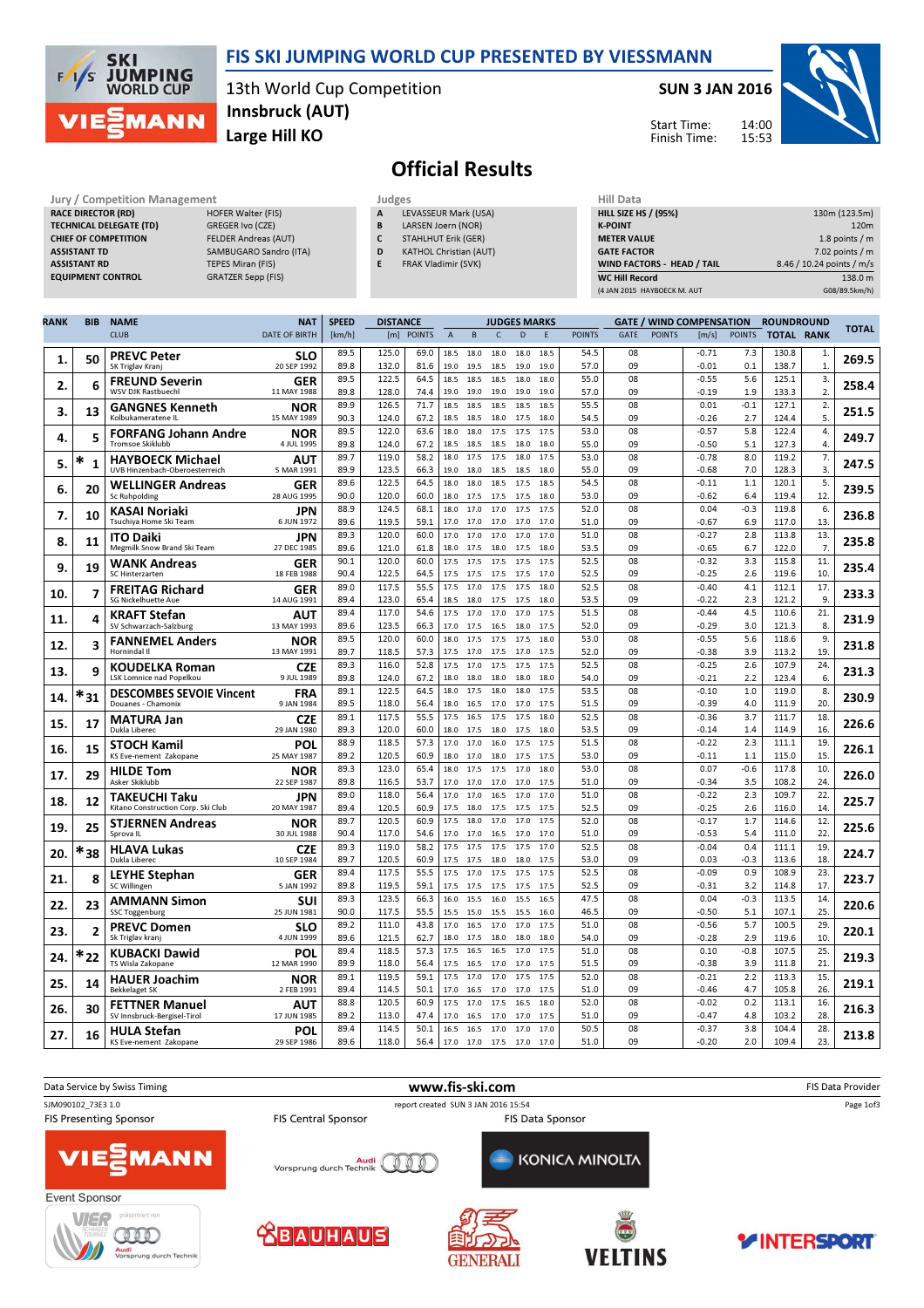# FIS SKI JUMPING WORLD CUP PRESENTED BY VIESSMANN

13th World Cup Competition
Innsbruck (AUT)
Large Hill KO

SUN 3 JAN 2016

Start Time: 14:00
Finish Time: 15:53

## Official Results

| Jury / Competition Management | |
|---|---|
| RACE DIRECTOR (RD) | HOFER Walter (FIS) |
| TECHNICAL DELEGATE (TD) | GREGER Ivo (CZE) |
| CHIEF OF COMPETITION | FELDER Andreas (AUT) |
| ASSISTANT TD | SAMBUGARO Sandro (ITA) |
| ASSISTANT RD | TEPES Miran (FIS) |
| EQUIPMENT CONTROL | GRATZER Sepp (FIS) |

| Judges | |
|---|---|
| A | LEVASSEUR Mark (USA) |
| B | LARSEN Joern (NOR) |
| C | STAHLHUT Erik (GER) |
| D | KATHOL Christian (AUT) |
| E | FRAK Vladimir (SVK) |

| Hill Data | |
|---|---|
| HILL SIZE HS / (95%) | 130m (123.5m) |
| K-POINT | 120m |
| METER VALUE | 1.8 points / m |
| GATE FACTOR | 7.02 points / m |
| WIND FACTORS - HEAD / TAIL | 8.46 / 10.24 points / m/s |
| WC Hill Record | 138.0 m |
| (4 JAN 2015 HAYBOECK M. AUT | G08/89.5km/h) |

| RANK | BIB | NAME / CLUB | NAT / DATE OF BIRTH | SPEED [km/h] | DISTANCE [m] | DISTANCE POINTS | A | B | C | D | E | JUDGES POINTS | GATE | GATE POINTS | WIND [m/s] | WIND POINTS | ROUNDROUND TOTAL | ROUNDROUND RANK | TOTAL |
|---|---|---|---|---|---|---|---|---|---|---|---|---|---|---|---|---|---|---|---|
| 1. | 50 | PREVC Peter / SK Triglav Kranj | SLO / 20 SEP 1992 | 89.5 | 125.0 | 69.0 | 18.5 | 18.0 | 18.0 | 18.0 | 18.5 | 54.5 | 08 | | -0.71 | 7.3 | 130.8 | 1. | 269.5 |
| | | | | 89.8 | 132.0 | 81.6 | 19.0 | 19.5 | 18.5 | 19.0 | 19.0 | 57.0 | 09 | | -0.01 | 0.1 | 138.7 | 1. | |
| 2. | 6 | FREUND Severin / WSV DJK Rastbuechl | GER / 11 MAY 1988 | 89.5 | 122.5 | 64.5 | 18.5 | 18.5 | 18.5 | 18.0 | 18.0 | 55.0 | 08 | | -0.55 | 5.6 | 125.1 | 3. | 258.4 |
| | | | | 89.8 | 128.0 | 74.4 | 19.0 | 19.0 | 19.0 | 19.0 | 19.0 | 57.0 | 09 | | -0.19 | 1.9 | 133.3 | 2. | |
| 3. | 13 | GANGNES Kenneth / Kolbukameratene IL | NOR / 15 MAY 1989 | 89.9 | 126.5 | 71.7 | 18.5 | 18.5 | 18.5 | 18.5 | 18.5 | 55.5 | 08 | | 0.01 | -0.1 | 127.1 | 2. | 251.5 |
| | | | | 90.3 | 124.0 | 67.2 | 18.5 | 18.5 | 18.0 | 17.5 | 18.0 | 54.5 | 09 | | -0.26 | 2.7 | 124.4 | 5. | |
| 4. | 5 | FORFANG Johann Andre / Tromsoe Skiklubb | NOR / 4 JUL 1995 | 89.5 | 122.0 | 63.6 | 18.0 | 18.0 | 17.5 | 17.5 | 17.5 | 53.0 | 08 | | -0.57 | 5.8 | 122.4 | 4. | 249.7 |
| | | | | 89.8 | 124.0 | 67.2 | 18.5 | 18.5 | 18.0 | 18.5 | 18.0 | 55.0 | 09 | | -0.50 | 5.1 | 127.3 | 3. | |
| 5. | * 1 | HAYBOECK Michael / UVB Hinzenbach-Oberoesterreich | AUT / 5 MAR 1991 | 89.7 | 119.0 | 58.2 | 18.0 | 17.5 | 17.5 | 18.0 | 17.5 | 53.0 | 08 | | -0.78 | 8.0 | 119.2 | 7. | 247.5 |
| | | | | 89.9 | 123.5 | 66.3 | 19.0 | 18.0 | 18.5 | 18.5 | 18.0 | 55.0 | 09 | | -0.68 | 7.0 | 128.3 | 3. | |
| 6. | 20 | WELLINGER Andreas / Sc Ruhpolding | GER / 28 AUG 1995 | 89.6 | 122.5 | 64.5 | 18.0 | 18.0 | 18.5 | 17.5 | 18.5 | 54.5 | 08 | | -0.11 | 1.1 | 120.1 | 5. | 239.5 |
| | | | | 90.0 | 120.0 | 60.0 | 18.0 | 17.5 | 17.5 | 17.5 | 18.0 | 53.0 | 09 | | -0.62 | 6.4 | 119.4 | 12. | |
| 7. | 10 | KASAI Noriaki / Tsuchiya Home Ski Team | JPN / 6 JUN 1972 | 88.9 | 124.5 | 68.1 | 18.0 | 17.0 | 17.0 | 17.5 | 17.5 | 52.0 | 08 | | 0.04 | -0.3 | 119.8 | 6. | 236.8 |
| | | | | 89.6 | 119.5 | 59.1 | 17.0 | 17.0 | 17.0 | 17.0 | 17.0 | 51.0 | 09 | | -0.67 | 6.9 | 117.0 | 13. | |
| 8. | 11 | ITO Daiki / Megmilk Snow Brand Ski Team | JPN / 27 DEC 1985 | 89.3 | 120.0 | 60.0 | 17.0 | 17.0 | 17.0 | 17.0 | 17.0 | 51.0 | 08 | | -0.27 | 2.8 | 113.8 | 13. | 235.8 |
| | | | | 89.6 | 121.0 | 61.8 | 18.0 | 17.5 | 18.0 | 17.5 | 18.0 | 53.5 | 09 | | -0.65 | 6.7 | 122.0 | 7. | |
| 9. | 19 | WANK Andreas / SC Hinterzarten | GER / 18 FEB 1988 | 90.1 | 120.0 | 60.0 | 17.5 | 17.5 | 17.5 | 17.5 | 17.5 | 52.5 | 08 | | -0.32 | 3.3 | 115.8 | 11. | 235.4 |
| | | | | 90.4 | 122.5 | 64.5 | 17.5 | 17.5 | 17.5 | 17.5 | 17.0 | 52.5 | 09 | | -0.25 | 2.6 | 119.6 | 10. | |
| 10. | 7 | FREITAG Richard / SG Nickelhuette Aue | GER / 14 AUG 1991 | 89.0 | 117.5 | 55.5 | 17.5 | 17.0 | 17.5 | 17.5 | 18.0 | 52.5 | 08 | | -0.40 | 4.1 | 112.1 | 17. | 233.3 |
| | | | | 89.4 | 123.0 | 65.4 | 18.5 | 18.0 | 17.5 | 17.5 | 18.0 | 53.5 | 09 | | -0.22 | 2.3 | 121.2 | 9. | |
| 11. | 4 | KRAFT Stefan / SV Schwarzach-Salzburg | AUT / 13 MAY 1993 | 89.4 | 117.0 | 54.6 | 17.5 | 17.0 | 17.0 | 17.0 | 17.5 | 51.5 | 08 | | -0.44 | 4.5 | 110.6 | 21. | 231.9 |
| | | | | 89.6 | 123.5 | 66.3 | 17.0 | 17.5 | 16.5 | 18.0 | 17.5 | 52.0 | 09 | | -0.29 | 3.0 | 121.3 | 8. | |
| 12. | 3 | FANNEMEL Anders / Hornindal Il | NOR / 13 MAY 1991 | 89.5 | 120.0 | 60.0 | 18.0 | 17.5 | 17.5 | 17.5 | 18.0 | 53.0 | 08 | | -0.55 | 5.6 | 118.6 | 9. | 231.8 |
| | | | | 89.7 | 118.5 | 57.3 | 17.5 | 17.0 | 17.5 | 17.5 | 17.5 | 52.0 | 09 | | -0.38 | 3.9 | 113.2 | 19. | |
| 13. | 9 | KOUDELKA Roman / LSK Lomnice nad Popelkou | CZE / 9 JUL 1989 | 89.3 | 116.0 | 52.8 | 17.5 | 17.0 | 17.5 | 17.5 | 17.5 | 52.5 | 08 | | -0.25 | 2.6 | 107.9 | 24. | 231.3 |
| | | | | 89.8 | 124.0 | 67.2 | 18.0 | 18.0 | 18.0 | 18.0 | 18.0 | 54.0 | 09 | | -0.21 | 2.2 | 123.4 | 6. | |
| 14. | *31 | DESCOMBES SEVOIE Vincent / Douanes - Chamonix | FRA / 9 JAN 1984 | 89.1 | 122.5 | 64.5 | 18.0 | 17.5 | 18.0 | 18.0 | 17.5 | 53.5 | 08 | | -0.10 | 1.0 | 119.0 | 8. | 230.9 |
| | | | | 89.5 | 118.0 | 56.4 | 18.0 | 16.5 | 17.0 | 17.0 | 17.5 | 51.5 | 09 | | -0.39 | 4.0 | 111.9 | 20. | |
| 15. | 17 | MATURA Jan / Dukla Liberec | CZE / 29 JAN 1980 | 89.1 | 117.5 | 55.5 | 17.5 | 16.5 | 17.5 | 17.5 | 18.0 | 52.5 | 08 | | -0.36 | 3.7 | 111.7 | 18. | 226.6 |
| | | | | 89.3 | 120.0 | 60.0 | 18.0 | 17.5 | 18.0 | 17.5 | 18.0 | 53.5 | 09 | | -0.14 | 1.4 | 114.9 | 16. | |
| 16. | 15 | STOCH Kamil / KS Eve-nement Zakopane | POL / 25 MAY 1987 | 88.9 | 118.5 | 57.3 | 17.0 | 17.0 | 16.0 | 17.5 | 17.5 | 51.5 | 08 | | -0.22 | 2.3 | 111.1 | 19. | 226.1 |
| | | | | 89.2 | 120.5 | 60.9 | 18.0 | 17.0 | 18.0 | 17.5 | 17.5 | 53.0 | 09 | | -0.11 | 1.1 | 115.0 | 15. | |
| 17. | 29 | HILDE Tom / Asker Skiklubb | NOR / 22 SEP 1987 | 89.3 | 123.0 | 65.4 | 18.0 | 17.5 | 17.5 | 17.0 | 18.0 | 53.0 | 08 | | 0.07 | -0.6 | 117.8 | 10. | 226.0 |
| | | | | 89.8 | 116.5 | 53.7 | 17.0 | 17.0 | 17.0 | 17.0 | 17.0 | 51.0 | 09 | | -0.34 | 3.5 | 108.2 | 24. | |
| 18. | 12 | TAKEUCHI Taku / Kitano Construction Corp. Ski Club | JPN / 20 MAY 1987 | 89.0 | 118.0 | 56.4 | 17.0 | 17.0 | 16.5 | 17.0 | 17.0 | 51.0 | 08 | | -0.22 | 2.3 | 109.7 | 22. | 225.7 |
| | | | | 89.4 | 120.5 | 60.9 | 17.5 | 18.0 | 17.5 | 17.5 | 17.5 | 52.5 | 09 | | -0.25 | 2.6 | 116.0 | 14. | |
| 19. | 25 | STJERNEN Andreas / Sprova IL | NOR / 30 JUL 1988 | 89.7 | 120.5 | 60.9 | 17.5 | 18.0 | 17.0 | 17.0 | 17.5 | 52.0 | 08 | | -0.17 | 1.7 | 114.6 | 12. | 225.6 |
| | | | | 90.4 | 117.0 | 54.6 | 17.0 | 17.0 | 16.5 | 17.0 | 17.0 | 51.0 | 09 | | -0.53 | 5.4 | 111.0 | 22. | |
| 20. | *38 | HLAVA Lukas / Dukla Liberec | CZE / 10 SEP 1984 | 89.3 | 119.0 | 58.2 | 17.5 | 17.5 | 17.5 | 17.5 | 17.0 | 52.5 | 08 | | -0.04 | 0.4 | 111.1 | 19. | 224.7 |
| | | | | 89.7 | 120.5 | 60.9 | 17.5 | 17.5 | 18.0 | 18.0 | 17.5 | 53.0 | 09 | | 0.03 | -0.3 | 113.6 | 18. | |
| 21. | 8 | LEYHE Stephan / SC Willingen | GER / 5 JAN 1992 | 89.4 | 117.5 | 55.5 | 17.5 | 17.0 | 17.5 | 17.5 | 17.5 | 52.5 | 08 | | -0.09 | 0.9 | 108.9 | 23. | 223.7 |
| | | | | 89.8 | 119.5 | 59.1 | 17.5 | 17.5 | 17.5 | 17.5 | 17.5 | 52.5 | 09 | | -0.31 | 3.2 | 114.8 | 17. | |
| 22. | 23 | AMMANN Simon / SSC Toggenburg | SUI / 25 JUN 1981 | 89.3 | 123.5 | 66.3 | 16.0 | 15.5 | 16.0 | 15.5 | 16.5 | 47.5 | 08 | | 0.04 | -0.3 | 113.5 | 14. | 220.6 |
| | | | | 90.0 | 117.5 | 55.5 | 15.5 | 15.0 | 15.5 | 15.5 | 16.0 | 46.5 | 09 | | -0.50 | 5.1 | 107.1 | 25. | |
| 23. | 2 | PREVC Domen / Sk Triglav kranj | SLO / 4 JUN 1999 | 89.2 | 111.0 | 43.8 | 17.0 | 16.5 | 17.0 | 17.0 | 17.5 | 51.0 | 08 | | -0.56 | 5.7 | 100.5 | 29. | 220.1 |
| | | | | 89.6 | 121.5 | 62.7 | 18.0 | 17.5 | 18.0 | 18.0 | 18.0 | 54.0 | 09 | | -0.28 | 2.9 | 119.6 | 10. | |
| 24. | *22 | KUBACKI Dawid / TS Wisla Zakopane | POL / 12 MAR 1990 | 89.4 | 118.5 | 57.3 | 17.5 | 16.5 | 16.5 | 17.0 | 17.5 | 51.0 | 08 | | 0.10 | -0.8 | 107.5 | 25. | 219.3 |
| | | | | 89.9 | 118.0 | 56.4 | 17.5 | 16.5 | 17.0 | 17.0 | 17.5 | 51.5 | 09 | | -0.38 | 3.9 | 111.8 | 21. | |
| 25. | 14 | HAUER Joachim / Bekkelaget SK | NOR / 2 FEB 1991 | 89.1 | 119.5 | 59.1 | 17.5 | 17.0 | 17.0 | 17.5 | 17.5 | 52.0 | 08 | | -0.21 | 2.2 | 113.3 | 15. | 219.1 |
| | | | | 89.4 | 114.5 | 50.1 | 17.0 | 16.5 | 17.0 | 17.0 | 17.5 | 51.0 | 09 | | -0.46 | 4.7 | 105.8 | 26. | |
| 26. | 30 | FETTNER Manuel / SV Innsbruck-Bergisel-Tirol | AUT / 17 JUN 1985 | 88.8 | 120.5 | 60.9 | 17.5 | 17.0 | 17.5 | 16.5 | 18.0 | 52.0 | 08 | | -0.02 | 0.2 | 113.1 | 16. | 216.3 |
| | | | | 89.2 | 113.0 | 47.4 | 17.0 | 16.5 | 17.0 | 17.0 | 17.5 | 51.0 | 09 | | -0.47 | 4.8 | 103.2 | 28. | |
| 27. | 16 | HULA Stefan / KS Eve-nement Zakopane | POL / 29 SEP 1986 | 89.4 | 114.5 | 50.1 | 16.5 | 16.5 | 17.0 | 17.0 | 17.0 | 50.5 | 08 | | -0.37 | 3.8 | 104.4 | 28. | 213.8 |
| | | | | 89.6 | 118.0 | 56.4 | 17.0 | 17.0 | 17.5 | 17.0 | 17.0 | 51.0 | 09 | | -0.20 | 2.0 | 109.4 | 23. | |

Data Service by Swiss Timing — www.fis-ski.com — FIS Data Provider

SJM090102_73E3 1.0 — report created SUN 3 JAN 2016 15:54

FIS Presenting Sponsor: VIESSMANN — FIS Central Sponsor: Audi — FIS Data Sponsor: KONICA MINOLTA

Event Sponsor: BAUHAUS, GENERALI, VELTINS, INTERSPORT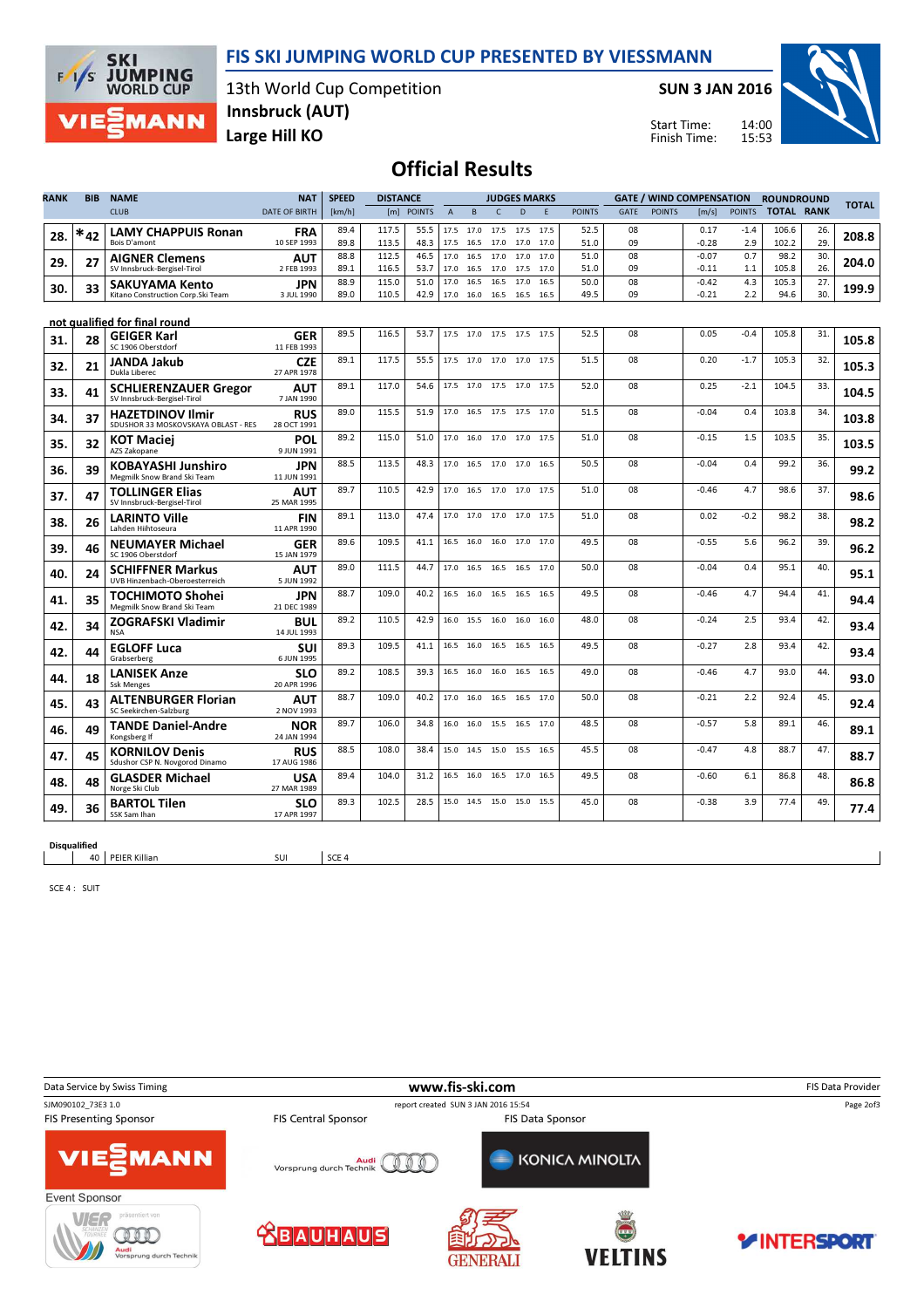# FIS SKI JUMPING WORLD CUP PRESENTED BY VIESSMANN

13th World Cup Competition
Innsbruck (AUT)
Large Hill KO

SUN 3 JAN 2016

Start Time: 14:00
Finish Time: 15:53

## Official Results

| RANK | BIB | NAME / CLUB | NAT / DATE OF BIRTH | SPEED [km/h] | DISTANCE [m] | DISTANCE POINTS | A | B | C | D | E | JUDGES POINTS | GATE | GATE POINTS | WIND [m/s] | WIND POINTS | ROUNDROUND TOTAL | ROUNDROUND RANK | TOTAL |
|---|---|---|---|---|---|---|---|---|---|---|---|---|---|---|---|---|---|---|---|
| 28. | *42 | LAMY CHAPPUIS Ronan<br>Bois D'amont | FRA<br>10 SEP 1993 | 89.4<br>89.8 | 117.5<br>113.5 | 55.5<br>48.3 | 17.5<br>17.5 | 17.0<br>16.5 | 17.5<br>17.0 | 17.5<br>17.0 | 17.5<br>17.0 | 52.5<br>51.0 | 08<br>09 | | 0.17<br>-0.28 | -1.4<br>2.9 | 106.6<br>102.2 | 26.<br>29. | 208.8 |
| 29. | 27 | AIGNER Clemens<br>SV Innsbruck-Bergisel-Tirol | AUT<br>2 FEB 1993 | 88.8<br>89.1 | 112.5<br>116.5 | 46.5<br>53.7 | 17.0<br>17.0 | 16.5<br>16.5 | 17.0<br>17.0 | 17.0<br>17.5 | 17.0<br>17.0 | 51.0<br>51.0 | 08<br>09 | | -0.07<br>-0.11 | 0.7<br>1.1 | 98.2<br>105.8 | 30.<br>26. | 204.0 |
| 30. | 33 | SAKUYAMA Kento<br>Kitano Construction Corp.Ski Team | JPN<br>3 JUL 1990 | 88.9<br>89.0 | 115.0<br>110.5 | 51.0<br>42.9 | 17.0<br>17.0 | 16.5<br>16.0 | 16.5<br>16.5 | 17.0<br>16.5 | 16.5<br>16.5 | 50.0<br>49.5 | 08<br>09 | | -0.42<br>-0.21 | 4.3<br>2.2 | 105.3<br>94.6 | 27.<br>30. | 199.9 |

**not qualified for final round**

| RANK | BIB | NAME / CLUB | NAT / DATE OF BIRTH | SPEED [km/h] | DISTANCE [m] | DISTANCE POINTS | A | B | C | D | E | JUDGES POINTS | GATE | GATE POINTS | WIND [m/s] | WIND POINTS | ROUNDROUND TOTAL | ROUNDROUND RANK | TOTAL |
|---|---|---|---|---|---|---|---|---|---|---|---|---|---|---|---|---|---|---|---|
| 31. | 28 | GEIGER Karl<br>SC 1906 Oberstdorf | GER<br>11 FEB 1993 | 89.5 | 116.5 | 53.7 | 17.5 | 17.0 | 17.5 | 17.5 | 17.5 | 52.5 | 08 | | 0.05 | -0.4 | 105.8 | 31. | 105.8 |
| 32. | 21 | JANDA Jakub<br>Dukla Liberec | CZE<br>27 APR 1978 | 89.1 | 117.5 | 55.5 | 17.5 | 17.0 | 17.0 | 17.0 | 17.5 | 51.5 | 08 | | 0.20 | -1.7 | 105.3 | 32. | 105.3 |
| 33. | 41 | SCHLIERENZAUER Gregor<br>SV Innsbruck-Bergisel-Tirol | AUT<br>7 JAN 1990 | 89.1 | 117.0 | 54.6 | 17.5 | 17.0 | 17.5 | 17.0 | 17.5 | 52.0 | 08 | | 0.25 | -2.1 | 104.5 | 33. | 104.5 |
| 34. | 37 | HAZETDINOV Ilmir<br>SDUSHOR 33 MOSKOVSKAYA OBLAST - RES | RUS<br>28 OCT 1991 | 89.0 | 115.5 | 51.9 | 17.0 | 16.5 | 17.5 | 17.5 | 17.0 | 51.5 | 08 | | -0.04 | 0.4 | 103.8 | 34. | 103.8 |
| 35. | 32 | KOT Maciej<br>AZS Zakopane | POL<br>9 JUN 1991 | 89.2 | 115.0 | 51.0 | 17.0 | 16.0 | 17.0 | 17.0 | 17.5 | 51.0 | 08 | | -0.15 | 1.5 | 103.5 | 35. | 103.5 |
| 36. | 39 | KOBAYASHI Junshiro<br>Megmilk Snow Brand Ski Team | JPN<br>11 JUN 1991 | 88.5 | 113.5 | 48.3 | 17.0 | 16.5 | 17.0 | 17.0 | 16.5 | 50.5 | 08 | | -0.04 | 0.4 | 99.2 | 36. | 99.2 |
| 37. | 47 | TOLLINGER Elias<br>SV Innsbruck-Bergisel-Tirol | AUT<br>25 MAR 1995 | 89.7 | 110.5 | 42.9 | 17.0 | 16.5 | 17.0 | 17.0 | 17.5 | 51.0 | 08 | | -0.46 | 4.7 | 98.6 | 37. | 98.6 |
| 38. | 26 | LARINTO Ville<br>Lahden Hiihtoseura | FIN<br>11 APR 1990 | 89.1 | 113.0 | 47.4 | 17.0 | 17.0 | 17.0 | 17.0 | 17.5 | 51.0 | 08 | | 0.02 | -0.2 | 98.2 | 38. | 98.2 |
| 39. | 46 | NEUMAYER Michael<br>SC 1906 Oberstdorf | GER<br>15 JAN 1979 | 89.6 | 109.5 | 41.1 | 16.5 | 16.0 | 16.0 | 17.0 | 17.0 | 49.5 | 08 | | -0.55 | 5.6 | 96.2 | 39. | 96.2 |
| 40. | 24 | SCHIFFNER Markus<br>UVB Hinzenbach-Oberoesterreich | AUT<br>5 JUN 1992 | 89.0 | 111.5 | 44.7 | 17.0 | 16.5 | 16.5 | 16.5 | 17.0 | 50.0 | 08 | | -0.04 | 0.4 | 95.1 | 40. | 95.1 |
| 41. | 35 | TOCHIMOTO Shohei<br>Megmilk Snow Brand Ski Team | JPN<br>21 DEC 1989 | 88.7 | 109.0 | 40.2 | 16.5 | 16.0 | 16.5 | 16.5 | 16.5 | 49.5 | 08 | | -0.46 | 4.7 | 94.4 | 41. | 94.4 |
| 42. | 34 | ZOGRAFSKI Vladimir<br>NSA | BUL<br>14 JUL 1993 | 89.2 | 110.5 | 42.9 | 16.0 | 15.5 | 16.0 | 16.0 | 16.0 | 48.0 | 08 | | -0.24 | 2.5 | 93.4 | 42. | 93.4 |
| 42. | 44 | EGLOFF Luca<br>Grabserberg | SUI<br>6 JUN 1995 | 89.3 | 109.5 | 41.1 | 16.5 | 16.0 | 16.5 | 16.5 | 16.5 | 49.5 | 08 | | -0.27 | 2.8 | 93.4 | 42. | 93.4 |
| 44. | 18 | LANISEK Anze<br>Ssk Menges | SLO<br>20 APR 1996 | 89.2 | 108.5 | 39.3 | 16.5 | 16.0 | 16.0 | 16.5 | 16.5 | 49.0 | 08 | | -0.46 | 4.7 | 93.0 | 44. | 93.0 |
| 45. | 43 | ALTENBURGER Florian<br>SC Seekirchen-Salzburg | AUT<br>2 NOV 1993 | 88.7 | 109.0 | 40.2 | 17.0 | 16.0 | 16.5 | 16.5 | 17.0 | 50.0 | 08 | | -0.21 | 2.2 | 92.4 | 45. | 92.4 |
| 46. | 49 | TANDE Daniel-Andre<br>Kongsberg If | NOR<br>24 JAN 1994 | 89.7 | 106.0 | 34.8 | 16.0 | 16.0 | 15.5 | 16.5 | 17.0 | 48.5 | 08 | | -0.57 | 5.8 | 89.1 | 46. | 89.1 |
| 47. | 45 | KORNILOV Denis<br>Sdushor CSP N. Novgorod Dinamo | RUS<br>17 AUG 1986 | 88.5 | 108.0 | 38.4 | 15.0 | 14.5 | 15.0 | 15.5 | 16.5 | 45.5 | 08 | | -0.47 | 4.8 | 88.7 | 47. | 88.7 |
| 48. | 48 | GLASDER Michael<br>Norge Ski Club | USA<br>27 MAR 1989 | 89.4 | 104.0 | 31.2 | 16.5 | 16.0 | 16.5 | 17.0 | 16.5 | 49.5 | 08 | | -0.60 | 6.1 | 86.8 | 48. | 86.8 |
| 49. | 36 | BARTOL Tilen<br>SSK Sam Ihan | SLO<br>17 APR 1997 | 89.3 | 102.5 | 28.5 | 15.0 | 14.5 | 15.0 | 15.0 | 15.5 | 45.0 | 08 | | -0.38 | 3.9 | 77.4 | 49. | 77.4 |

**Disqualified**

| BIB | NAME | NAT | REASON |
|---|---|---|---|
| 40 | PEIER Killian | SUI | SCE 4 |

SCE 4 : SUIT

Data Service by Swiss Timing — www.fis-ski.com — FIS Data Provider

SJM090102_73E3 1.0 — report created SUN 3 JAN 2016 15:54

FIS Presenting Sponsor: VIESSMANN — FIS Central Sponsor: Audi — FIS Data Sponsor: KONICA MINOLTA

Event Sponsor: Vierschanzentournee, BAUHAUS, GENERALI, VELTINS, INTERSPORT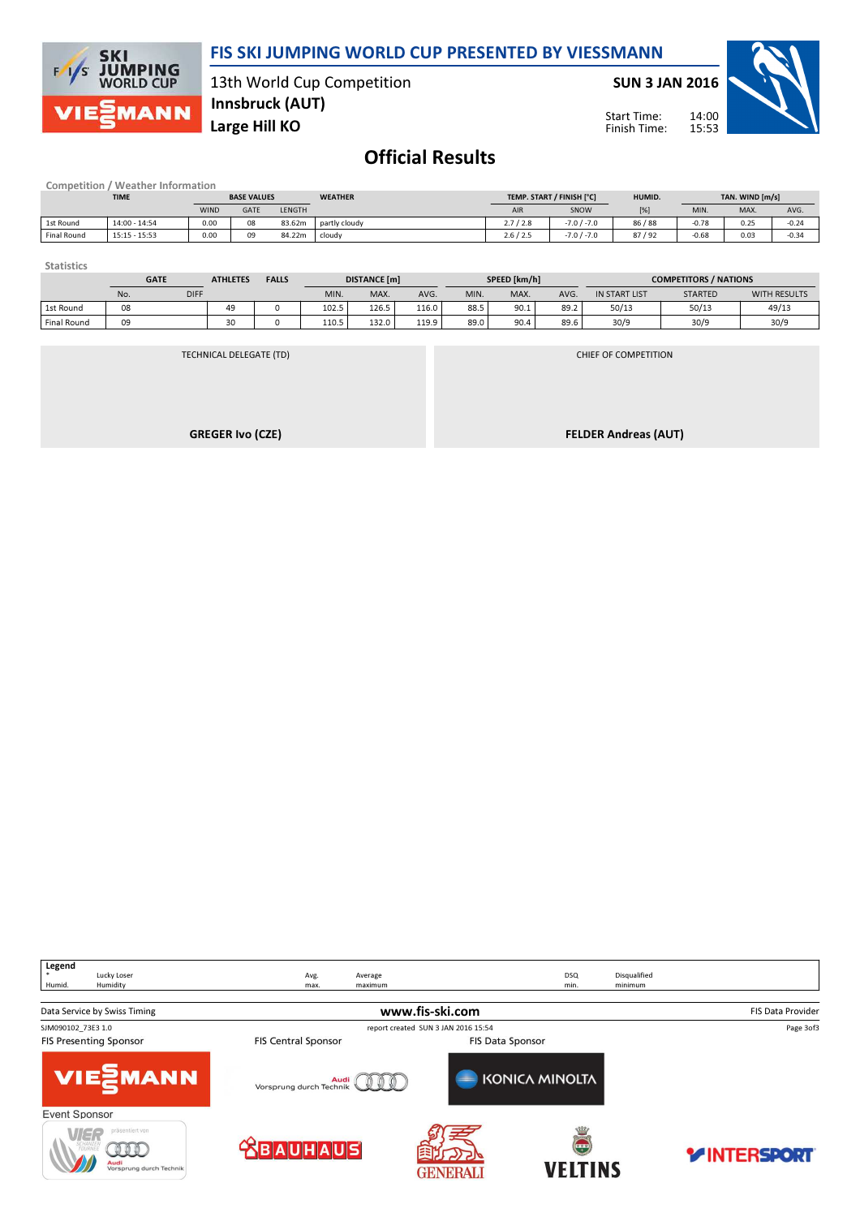# FIS SKI JUMPING WORLD CUP PRESENTED BY VIESSMANN

13th World Cup Competition
Innsbruck (AUT)
Large Hill KO

SUN 3 JAN 2016

Start Time: 14:00
Finish Time: 15:53

## Official Results

### Competition / Weather Information

| | TIME | BASE VALUES | | | WEATHER | TEMP. START / FINISH [°C] | | HUMID. | TAN. WIND [m/s] | | |
|---|---|---|---|---|---|---|---|---|---|---|---|
| | | WIND | GATE | LENGTH | | AIR | SNOW | [%] | MIN. | MAX. | AVG. |
| 1st Round | 14:00 - 14:54 | 0.00 | 08 | 83.62m | partly cloudy | 2.7 / 2.8 | -7.0 / -7.0 | 86 / 88 | -0.78 | 0.25 | -0.24 |
| Final Round | 15:15 - 15:53 | 0.00 | 09 | 84.22m | cloudy | 2.6 / 2.5 | -7.0 / -7.0 | 87 / 92 | -0.68 | 0.03 | -0.34 |

### Statistics

| | GATE | | ATHLETES | FALLS | DISTANCE [m] | | | SPEED [km/h] | | | COMPETITORS / NATIONS | | |
|---|---|---|---|---|---|---|---|---|---|---|---|---|---|
| | No. | DIFF | | | MIN. | MAX. | AVG. | MIN. | MAX. | AVG. | IN START LIST | STARTED | WITH RESULTS |
| 1st Round | 08 | | 49 | 0 | 102.5 | 126.5 | 116.0 | 88.5 | 90.1 | 89.2 | 50/13 | 50/13 | 49/13 |
| Final Round | 09 | | 30 | 0 | 110.5 | 132.0 | 119.9 | 89.0 | 90.4 | 89.6 | 30/9 | 30/9 | 30/9 |

| TECHNICAL DELEGATE (TD) | CHIEF OF COMPETITION |
|---|---|
| **GREGER Ivo (CZE)** | **FELDER Andreas (AUT)** |

**Legend**

| | | | | | |
|---|---|---|---|---|---|
| * | Lucky Loser | Avg. | Average | DSQ | Disqualified |
| Humid. | Humidity | max. | maximum | min. | minimum |

Data Service by Swiss Timing — www.fis-ski.com — FIS Data Provider

SJM090102_73E3 1.0 — report created SUN 3 JAN 2016 15:54

FIS Presenting Sponsor — FIS Central Sponsor — FIS Data Sponsor

Event Sponsor